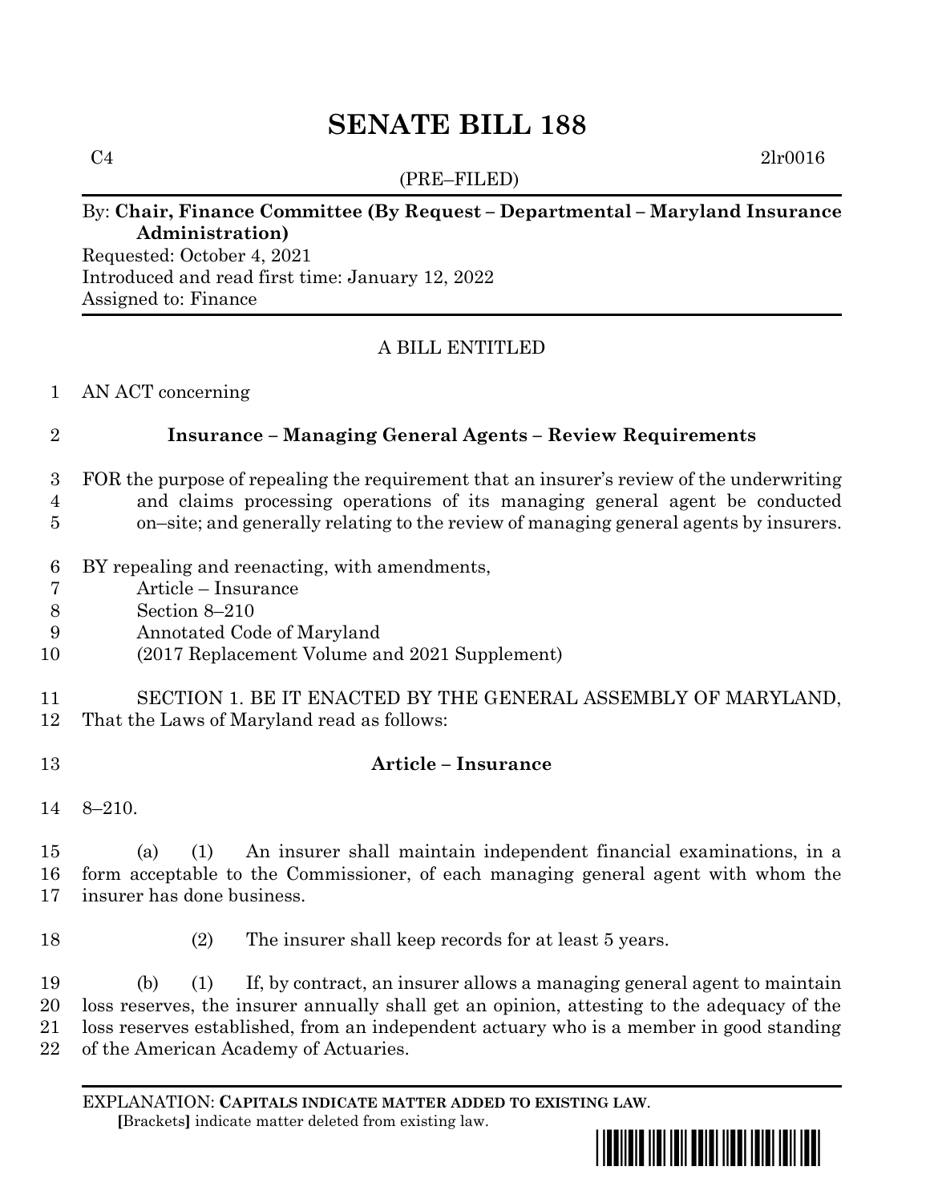# SENATE BILL 188

C4 2lr0016

(PRE–FILED)

By: **Chair, Finance Committee (By Request – Departmental – Maryland Insurance Administration)**

Requested: October 4, 2021

Introduced and read first time: January 12, 2022

Assigned to: Finance

A BILL ENTITLED

AN ACT concerning

## Insurance – Managing General Agents – Review Requirements

FOR the purpose of repealing the requirement that an insurer's review of the underwriting and claims processing operations of its managing general agent be conducted on–site; and generally relating to the review of managing general agents by insurers.

BY repealing and reenacting, with amendments,
Article – Insurance
Section 8–210
Annotated Code of Maryland
(2017 Replacement Volume and 2021 Supplement)

SECTION 1. BE IT ENACTED BY THE GENERAL ASSEMBLY OF MARYLAND, That the Laws of Maryland read as follows:

**Article – Insurance**

8–210.

(a) (1) An insurer shall maintain independent financial examinations, in a form acceptable to the Commissioner, of each managing general agent with whom the insurer has done business.

(2) The insurer shall keep records for at least 5 years.

(b) (1) If, by contract, an insurer allows a managing general agent to maintain loss reserves, the insurer annually shall get an opinion, attesting to the adequacy of the loss reserves established, from an independent actuary who is a member in good standing of the American Academy of Actuaries.

EXPLANATION: **CAPITALS INDICATE MATTER ADDED TO EXISTING LAW.**
**[**Brackets**]** indicate matter deleted from existing law.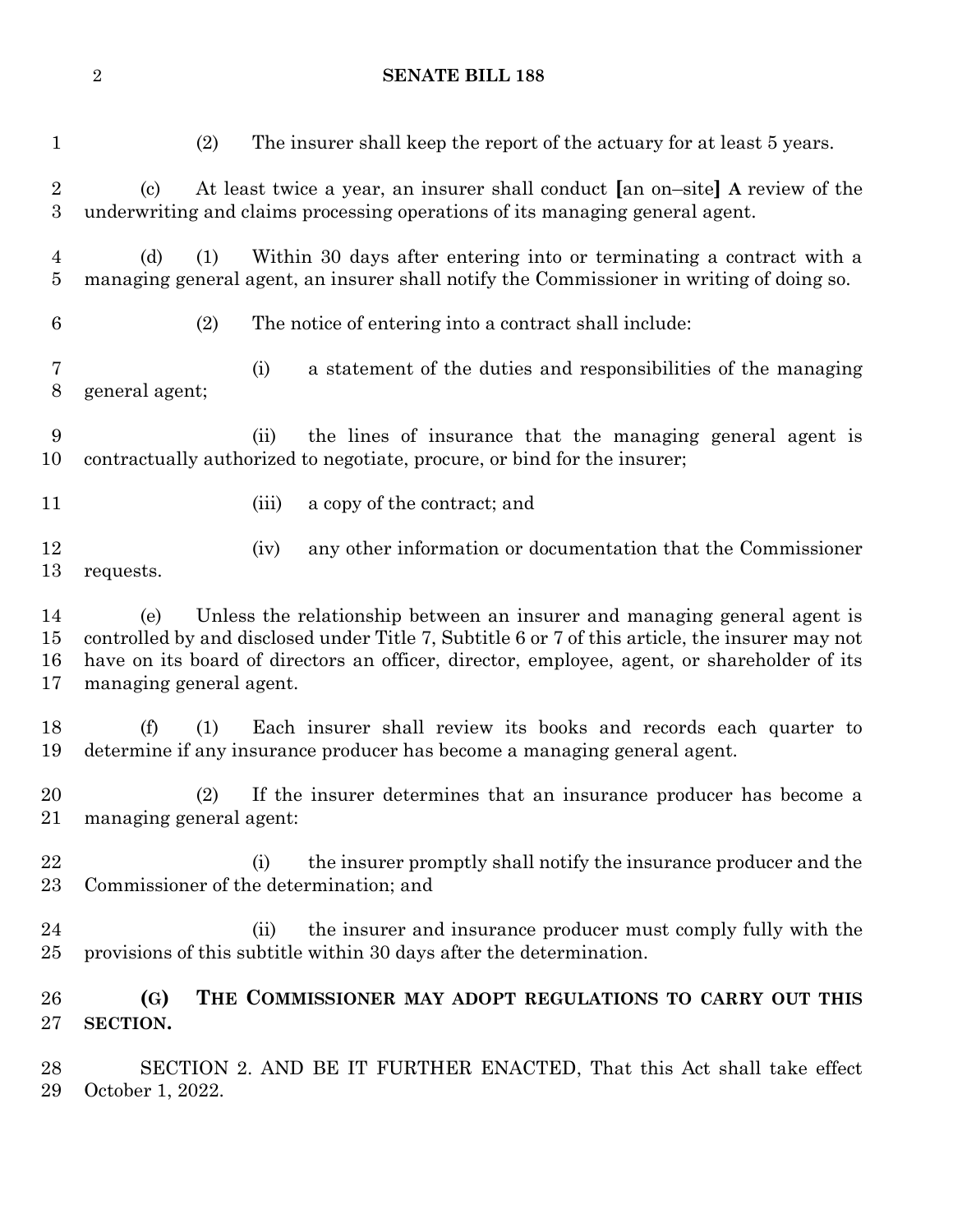(2) The insurer shall keep the report of the actuary for at least 5 years.

(c) At least twice a year, an insurer shall conduct [an on–site] **A** review of the underwriting and claims processing operations of its managing general agent.

(d) (1) Within 30 days after entering into or terminating a contract with a managing general agent, an insurer shall notify the Commissioner in writing of doing so.

(2) The notice of entering into a contract shall include:

(i) a statement of the duties and responsibilities of the managing general agent;

(ii) the lines of insurance that the managing general agent is contractually authorized to negotiate, procure, or bind for the insurer;

(iii) a copy of the contract; and

(iv) any other information or documentation that the Commissioner requests.

(e) Unless the relationship between an insurer and managing general agent is controlled by and disclosed under Title 7, Subtitle 6 or 7 of this article, the insurer may not have on its board of directors an officer, director, employee, agent, or shareholder of its managing general agent.

(f) (1) Each insurer shall review its books and records each quarter to determine if any insurance producer has become a managing general agent.

(2) If the insurer determines that an insurance producer has become a managing general agent:

(i) the insurer promptly shall notify the insurance producer and the Commissioner of the determination; and

(ii) the insurer and insurance producer must comply fully with the provisions of this subtitle within 30 days after the determination.

**(G) THE COMMISSIONER MAY ADOPT REGULATIONS TO CARRY OUT THIS SECTION.**

SECTION 2. AND BE IT FURTHER ENACTED, That this Act shall take effect October 1, 2022.